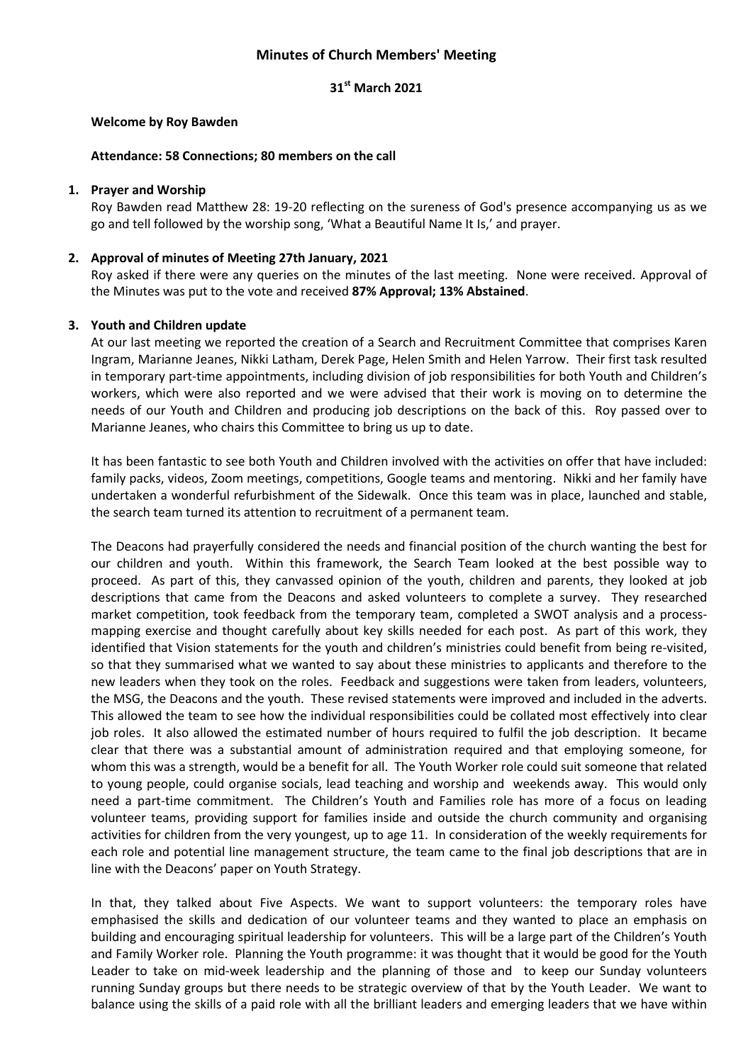# Minutes of Church Members' Meeting

## 31st March 2021

**Welcome by Roy Bawden**

**Attendance: 58 Connections; 80 members on the call**

1. **Prayer and Worship**

   Roy Bawden read Matthew 28: 19-20 reflecting on the sureness of God's presence accompanying us as we go and tell followed by the worship song, 'What a Beautiful Name It Is,' and prayer.

2. **Approval of minutes of Meeting 27th January, 2021**

   Roy asked if there were any queries on the minutes of the last meeting. None were received. Approval of the Minutes was put to the vote and received **87% Approval; 13% Abstained**.

3. **Youth and Children update**

   At our last meeting we reported the creation of a Search and Recruitment Committee that comprises Karen Ingram, Marianne Jeanes, Nikki Latham, Derek Page, Helen Smith and Helen Yarrow. Their first task resulted in temporary part-time appointments, including division of job responsibilities for both Youth and Children's workers, which were also reported and we were advised that their work is moving on to determine the needs of our Youth and Children and producing job descriptions on the back of this. Roy passed over to Marianne Jeanes, who chairs this Committee to bring us up to date.

   It has been fantastic to see both Youth and Children involved with the activities on offer that have included: family packs, videos, Zoom meetings, competitions, Google teams and mentoring. Nikki and her family have undertaken a wonderful refurbishment of the Sidewalk. Once this team was in place, launched and stable, the search team turned its attention to recruitment of a permanent team.

   The Deacons had prayerfully considered the needs and financial position of the church wanting the best for our children and youth. Within this framework, the Search Team looked at the best possible way to proceed. As part of this, they canvassed opinion of the youth, children and parents, they looked at job descriptions that came from the Deacons and asked volunteers to complete a survey. They researched market competition, took feedback from the temporary team, completed a SWOT analysis and a process-mapping exercise and thought carefully about key skills needed for each post. As part of this work, they identified that Vision statements for the youth and children's ministries could benefit from being re-visited, so that they summarised what we wanted to say about these ministries to applicants and therefore to the new leaders when they took on the roles. Feedback and suggestions were taken from leaders, volunteers, the MSG, the Deacons and the youth. These revised statements were improved and included in the adverts. This allowed the team to see how the individual responsibilities could be collated most effectively into clear job roles. It also allowed the estimated number of hours required to fulfil the job description. It became clear that there was a substantial amount of administration required and that employing someone, for whom this was a strength, would be a benefit for all. The Youth Worker role could suit someone that related to young people, could organise socials, lead teaching and worship and weekends away. This would only need a part-time commitment. The Children's Youth and Families role has more of a focus on leading volunteer teams, providing support for families inside and outside the church community and organising activities for children from the very youngest, up to age 11. In consideration of the weekly requirements for each role and potential line management structure, the team came to the final job descriptions that are in line with the Deacons' paper on Youth Strategy.

   In that, they talked about Five Aspects. We want to support volunteers: the temporary roles have emphasised the skills and dedication of our volunteer teams and they wanted to place an emphasis on building and encouraging spiritual leadership for volunteers. This will be a large part of the Children's Youth and Family Worker role. Planning the Youth programme: it was thought that it would be good for the Youth Leader to take on mid-week leadership and the planning of those and to keep our Sunday volunteers running Sunday groups but there needs to be strategic overview of that by the Youth Leader. We want to balance using the skills of a paid role with all the brilliant leaders and emerging leaders that we have within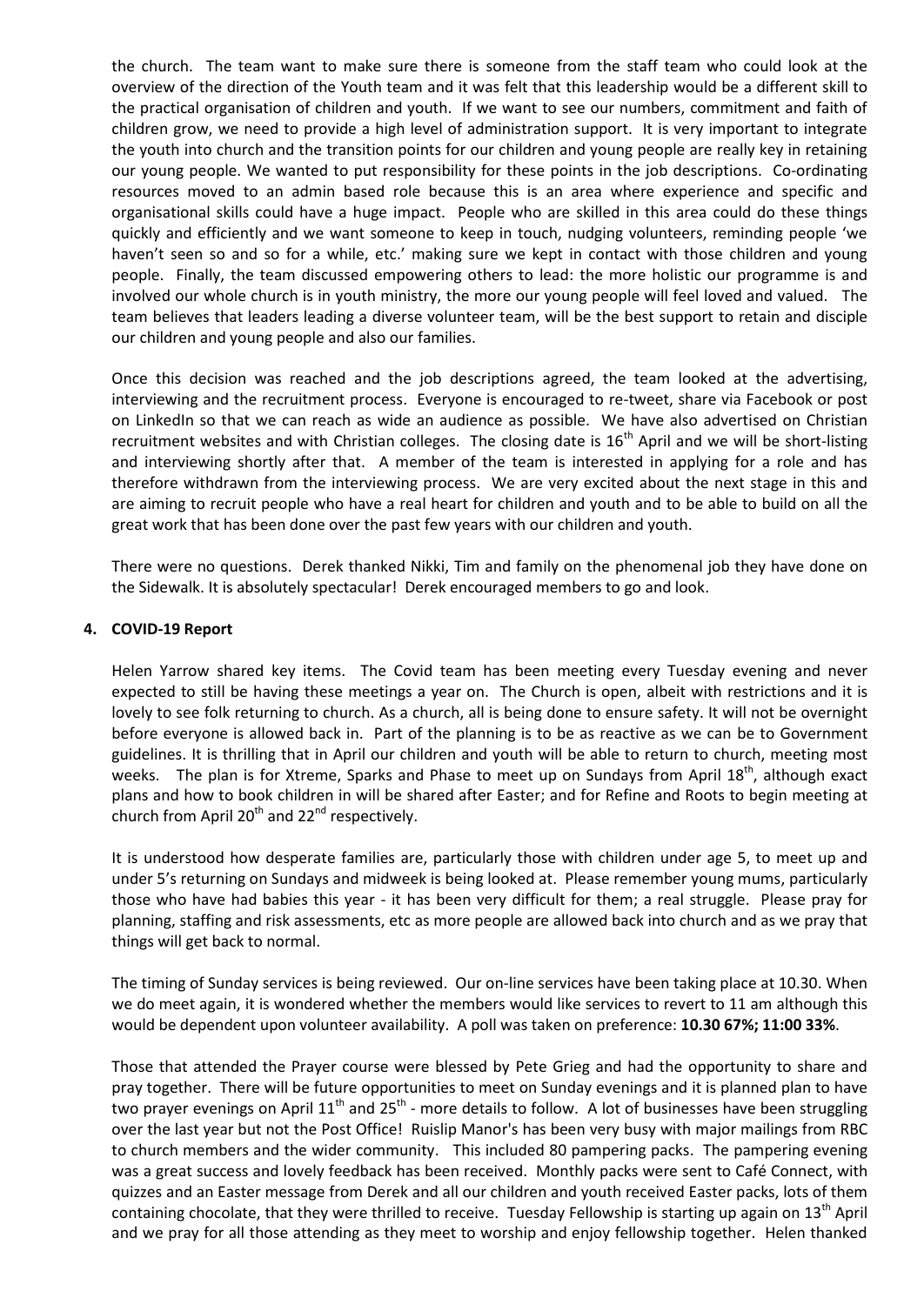the church. The team want to make sure there is someone from the staff team who could look at the overview of the direction of the Youth team and it was felt that this leadership would be a different skill to the practical organisation of children and youth. If we want to see our numbers, commitment and faith of children grow, we need to provide a high level of administration support. It is very important to integrate the youth into church and the transition points for our children and young people are really key in retaining our young people. We wanted to put responsibility for these points in the job descriptions. Co-ordinating resources moved to an admin based role because this is an area where experience and specific and organisational skills could have a huge impact. People who are skilled in this area could do these things quickly and efficiently and we want someone to keep in touch, nudging volunteers, reminding people 'we haven't seen so and so for a while, etc.' making sure we kept in contact with those children and young people. Finally, the team discussed empowering others to lead: the more holistic our programme is and involved our whole church is in youth ministry, the more our young people will feel loved and valued. The team believes that leaders leading a diverse volunteer team, will be the best support to retain and disciple our children and young people and also our families.

Once this decision was reached and the job descriptions agreed, the team looked at the advertising, interviewing and the recruitment process. Everyone is encouraged to re-tweet, share via Facebook or post on LinkedIn so that we can reach as wide an audience as possible. We have also advertised on Christian recruitment websites and with Christian colleges. The closing date is 16th April and we will be short-listing and interviewing shortly after that. A member of the team is interested in applying for a role and has therefore withdrawn from the interviewing process. We are very excited about the next stage in this and are aiming to recruit people who have a real heart for children and youth and to be able to build on all the great work that has been done over the past few years with our children and youth.

There were no questions. Derek thanked Nikki, Tim and family on the phenomenal job they have done on the Sidewalk. It is absolutely spectacular! Derek encouraged members to go and look.

**4. COVID-19 Report**

Helen Yarrow shared key items. The Covid team has been meeting every Tuesday evening and never expected to still be having these meetings a year on. The Church is open, albeit with restrictions and it is lovely to see folk returning to church. As a church, all is being done to ensure safety. It will not be overnight before everyone is allowed back in. Part of the planning is to be as reactive as we can be to Government guidelines. It is thrilling that in April our children and youth will be able to return to church, meeting most weeks. The plan is for Xtreme, Sparks and Phase to meet up on Sundays from April 18th, although exact plans and how to book children in will be shared after Easter; and for Refine and Roots to begin meeting at church from April 20th and 22nd respectively.

It is understood how desperate families are, particularly those with children under age 5, to meet up and under 5's returning on Sundays and midweek is being looked at. Please remember young mums, particularly those who have had babies this year - it has been very difficult for them; a real struggle. Please pray for planning, staffing and risk assessments, etc as more people are allowed back into church and as we pray that things will get back to normal.

The timing of Sunday services is being reviewed. Our on-line services have been taking place at 10.30. When we do meet again, it is wondered whether the members would like services to revert to 11 am although this would be dependent upon volunteer availability. A poll was taken on preference: **10.30 67%; 11:00 33%**.

Those that attended the Prayer course were blessed by Pete Grieg and had the opportunity to share and pray together. There will be future opportunities to meet on Sunday evenings and it is planned plan to have two prayer evenings on April 11th and 25th - more details to follow. A lot of businesses have been struggling over the last year but not the Post Office! Ruislip Manor's has been very busy with major mailings from RBC to church members and the wider community. This included 80 pampering packs. The pampering evening was a great success and lovely feedback has been received. Monthly packs were sent to Café Connect, with quizzes and an Easter message from Derek and all our children and youth received Easter packs, lots of them containing chocolate, that they were thrilled to receive. Tuesday Fellowship is starting up again on 13th April and we pray for all those attending as they meet to worship and enjoy fellowship together. Helen thanked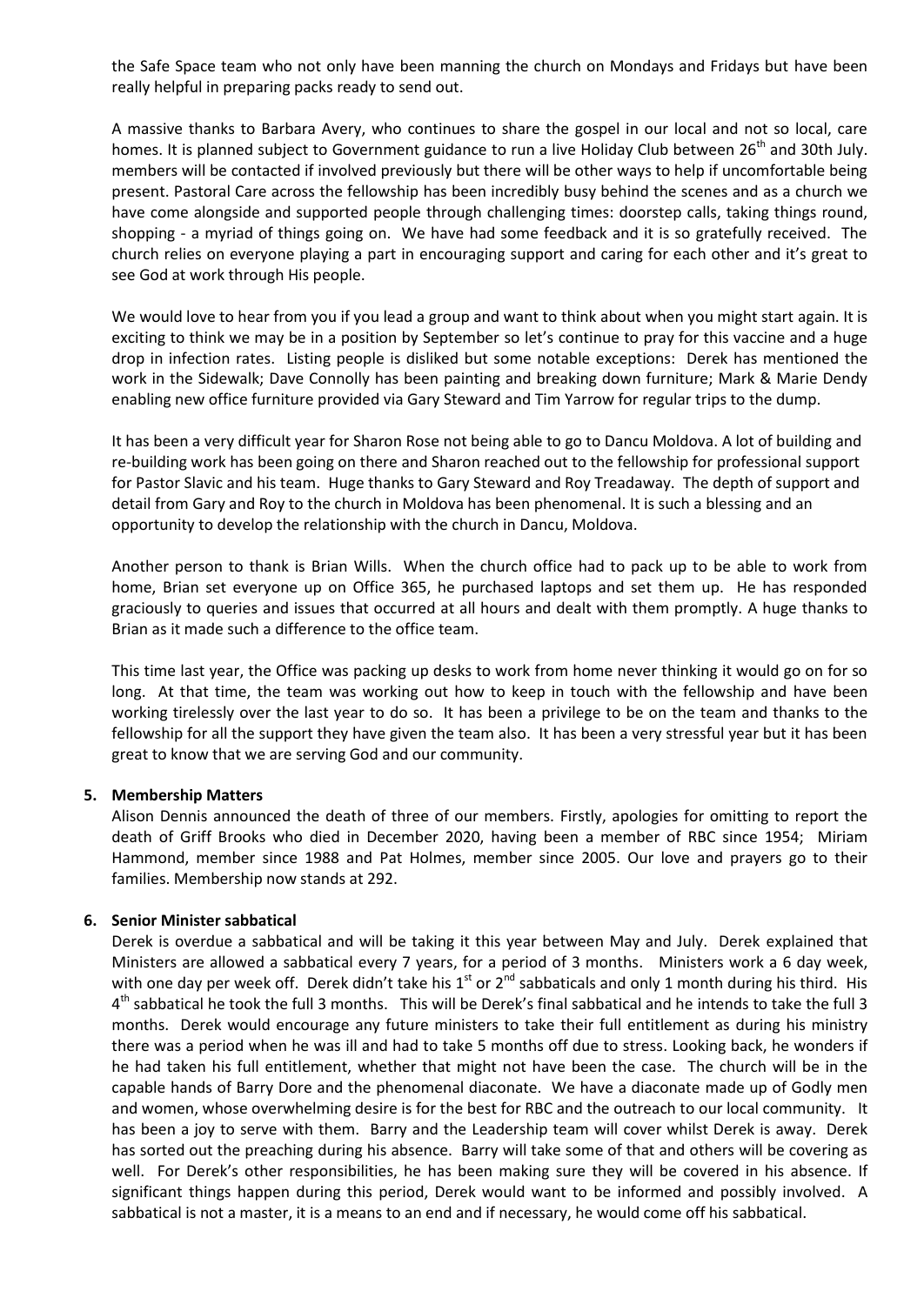the Safe Space team who not only have been manning the church on Mondays and Fridays but have been really helpful in preparing packs ready to send out.

A massive thanks to Barbara Avery, who continues to share the gospel in our local and not so local, care homes. It is planned subject to Government guidance to run a live Holiday Club between 26th and 30th July. members will be contacted if involved previously but there will be other ways to help if uncomfortable being present. Pastoral Care across the fellowship has been incredibly busy behind the scenes and as a church we have come alongside and supported people through challenging times: doorstep calls, taking things round, shopping - a myriad of things going on. We have had some feedback and it is so gratefully received. The church relies on everyone playing a part in encouraging support and caring for each other and it's great to see God at work through His people.

We would love to hear from you if you lead a group and want to think about when you might start again. It is exciting to think we may be in a position by September so let's continue to pray for this vaccine and a huge drop in infection rates. Listing people is disliked but some notable exceptions: Derek has mentioned the work in the Sidewalk; Dave Connolly has been painting and breaking down furniture; Mark & Marie Dendy enabling new office furniture provided via Gary Steward and Tim Yarrow for regular trips to the dump.

It has been a very difficult year for Sharon Rose not being able to go to Dancu Moldova. A lot of building and re-building work has been going on there and Sharon reached out to the fellowship for professional support for Pastor Slavic and his team. Huge thanks to Gary Steward and Roy Treadaway. The depth of support and detail from Gary and Roy to the church in Moldova has been phenomenal. It is such a blessing and an opportunity to develop the relationship with the church in Dancu, Moldova.

Another person to thank is Brian Wills. When the church office had to pack up to be able to work from home, Brian set everyone up on Office 365, he purchased laptops and set them up. He has responded graciously to queries and issues that occurred at all hours and dealt with them promptly. A huge thanks to Brian as it made such a difference to the office team.

This time last year, the Office was packing up desks to work from home never thinking it would go on for so long. At that time, the team was working out how to keep in touch with the fellowship and have been working tirelessly over the last year to do so. It has been a privilege to be on the team and thanks to the fellowship for all the support they have given the team also. It has been a very stressful year but it has been great to know that we are serving God and our community.

**5. Membership Matters**

Alison Dennis announced the death of three of our members. Firstly, apologies for omitting to report the death of Griff Brooks who died in December 2020, having been a member of RBC since 1954; Miriam Hammond, member since 1988 and Pat Holmes, member since 2005. Our love and prayers go to their families. Membership now stands at 292.

**6. Senior Minister sabbatical**

Derek is overdue a sabbatical and will be taking it this year between May and July. Derek explained that Ministers are allowed a sabbatical every 7 years, for a period of 3 months. Ministers work a 6 day week, with one day per week off. Derek didn't take his 1st or 2nd sabbaticals and only 1 month during his third. His 4th sabbatical he took the full 3 months. This will be Derek's final sabbatical and he intends to take the full 3 months. Derek would encourage any future ministers to take their full entitlement as during his ministry there was a period when he was ill and had to take 5 months off due to stress. Looking back, he wonders if he had taken his full entitlement, whether that might not have been the case. The church will be in the capable hands of Barry Dore and the phenomenal diaconate. We have a diaconate made up of Godly men and women, whose overwhelming desire is for the best for RBC and the outreach to our local community. It has been a joy to serve with them. Barry and the Leadership team will cover whilst Derek is away. Derek has sorted out the preaching during his absence. Barry will take some of that and others will be covering as well. For Derek's other responsibilities, he has been making sure they will be covered in his absence. If significant things happen during this period, Derek would want to be informed and possibly involved. A sabbatical is not a master, it is a means to an end and if necessary, he would come off his sabbatical.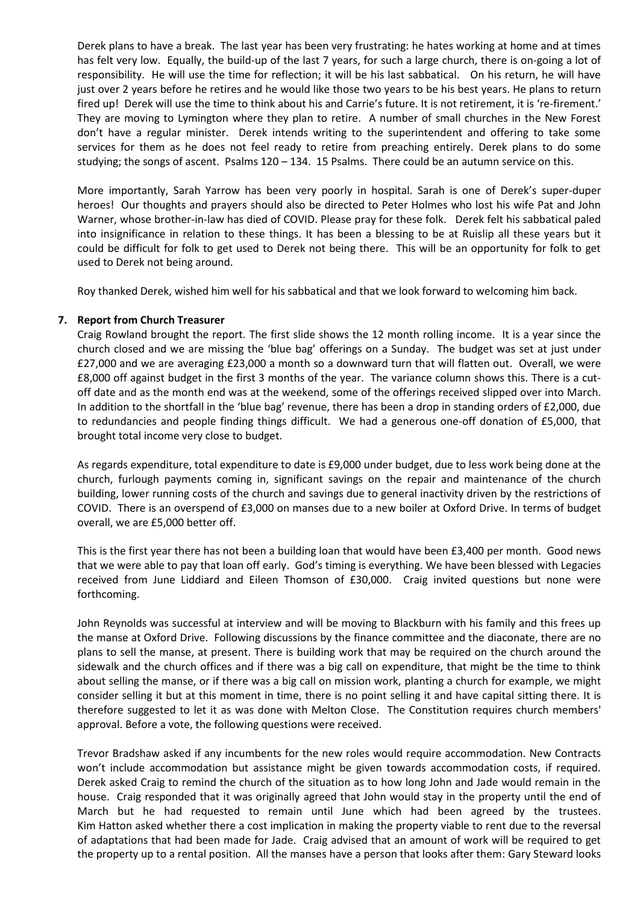Derek plans to have a break. The last year has been very frustrating: he hates working at home and at times has felt very low. Equally, the build-up of the last 7 years, for such a large church, there is on-going a lot of responsibility. He will use the time for reflection; it will be his last sabbatical. On his return, he will have just over 2 years before he retires and he would like those two years to be his best years. He plans to return fired up! Derek will use the time to think about his and Carrie's future. It is not retirement, it is 're-firement.' They are moving to Lymington where they plan to retire. A number of small churches in the New Forest don't have a regular minister. Derek intends writing to the superintendent and offering to take some services for them as he does not feel ready to retire from preaching entirely. Derek plans to do some studying; the songs of ascent. Psalms 120 – 134. 15 Psalms. There could be an autumn service on this.

More importantly, Sarah Yarrow has been very poorly in hospital. Sarah is one of Derek's super-duper heroes! Our thoughts and prayers should also be directed to Peter Holmes who lost his wife Pat and John Warner, whose brother-in-law has died of COVID. Please pray for these folk. Derek felt his sabbatical paled into insignificance in relation to these things. It has been a blessing to be at Ruislip all these years but it could be difficult for folk to get used to Derek not being there. This will be an opportunity for folk to get used to Derek not being around.

Roy thanked Derek, wished him well for his sabbatical and that we look forward to welcoming him back.

**7. Report from Church Treasurer**

Craig Rowland brought the report. The first slide shows the 12 month rolling income. It is a year since the church closed and we are missing the 'blue bag' offerings on a Sunday. The budget was set at just under £27,000 and we are averaging £23,000 a month so a downward turn that will flatten out. Overall, we were £8,000 off against budget in the first 3 months of the year. The variance column shows this. There is a cut-off date and as the month end was at the weekend, some of the offerings received slipped over into March. In addition to the shortfall in the 'blue bag' revenue, there has been a drop in standing orders of £2,000, due to redundancies and people finding things difficult. We had a generous one-off donation of £5,000, that brought total income very close to budget.

As regards expenditure, total expenditure to date is £9,000 under budget, due to less work being done at the church, furlough payments coming in, significant savings on the repair and maintenance of the church building, lower running costs of the church and savings due to general inactivity driven by the restrictions of COVID. There is an overspend of £3,000 on manses due to a new boiler at Oxford Drive. In terms of budget overall, we are £5,000 better off.

This is the first year there has not been a building loan that would have been £3,400 per month. Good news that we were able to pay that loan off early. God's timing is everything. We have been blessed with Legacies received from June Liddiard and Eileen Thomson of £30,000. Craig invited questions but none were forthcoming.

John Reynolds was successful at interview and will be moving to Blackburn with his family and this frees up the manse at Oxford Drive. Following discussions by the finance committee and the diaconate, there are no plans to sell the manse, at present. There is building work that may be required on the church around the sidewalk and the church offices and if there was a big call on expenditure, that might be the time to think about selling the manse, or if there was a big call on mission work, planting a church for example, we might consider selling it but at this moment in time, there is no point selling it and have capital sitting there. It is therefore suggested to let it as was done with Melton Close. The Constitution requires church members' approval. Before a vote, the following questions were received.

Trevor Bradshaw asked if any incumbents for the new roles would require accommodation. New Contracts won't include accommodation but assistance might be given towards accommodation costs, if required. Derek asked Craig to remind the church of the situation as to how long John and Jade would remain in the house. Craig responded that it was originally agreed that John would stay in the property until the end of March but he had requested to remain until June which had been agreed by the trustees. Kim Hatton asked whether there a cost implication in making the property viable to rent due to the reversal of adaptations that had been made for Jade. Craig advised that an amount of work will be required to get the property up to a rental position. All the manses have a person that looks after them: Gary Steward looks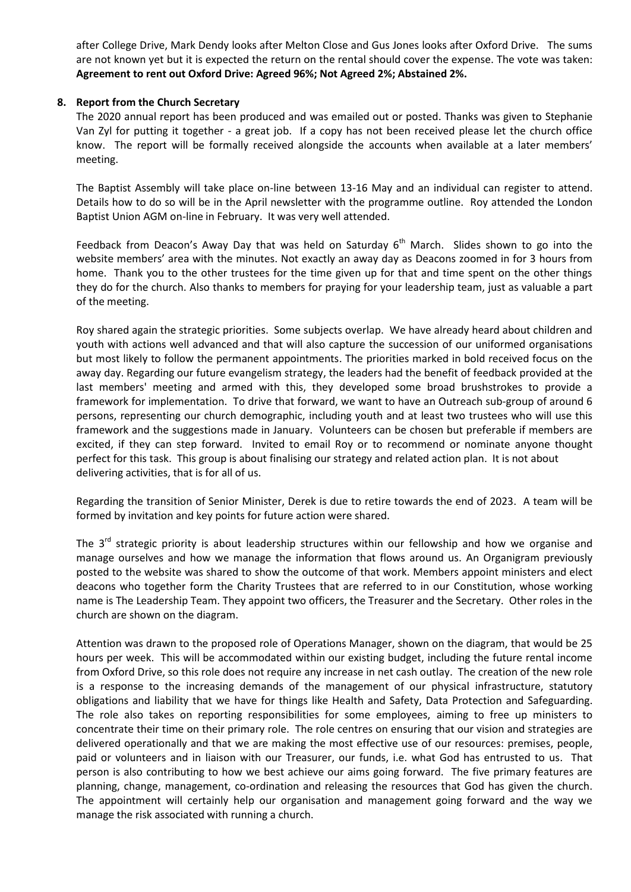after College Drive, Mark Dendy looks after Melton Close and Gus Jones looks after Oxford Drive. The sums are not known yet but it is expected the return on the rental should cover the expense. The vote was taken: **Agreement to rent out Oxford Drive: Agreed 96%; Not Agreed 2%; Abstained 2%.**

**8. Report from the Church Secretary**

The 2020 annual report has been produced and was emailed out or posted. Thanks was given to Stephanie Van Zyl for putting it together - a great job. If a copy has not been received please let the church office know. The report will be formally received alongside the accounts when available at a later members' meeting.

The Baptist Assembly will take place on-line between 13-16 May and an individual can register to attend. Details how to do so will be in the April newsletter with the programme outline. Roy attended the London Baptist Union AGM on-line in February. It was very well attended.

Feedback from Deacon's Away Day that was held on Saturday 6th March. Slides shown to go into the website members' area with the minutes. Not exactly an away day as Deacons zoomed in for 3 hours from home. Thank you to the other trustees for the time given up for that and time spent on the other things they do for the church. Also thanks to members for praying for your leadership team, just as valuable a part of the meeting.

Roy shared again the strategic priorities. Some subjects overlap. We have already heard about children and youth with actions well advanced and that will also capture the succession of our uniformed organisations but most likely to follow the permanent appointments. The priorities marked in bold received focus on the away day. Regarding our future evangelism strategy, the leaders had the benefit of feedback provided at the last members' meeting and armed with this, they developed some broad brushstrokes to provide a framework for implementation. To drive that forward, we want to have an Outreach sub-group of around 6 persons, representing our church demographic, including youth and at least two trustees who will use this framework and the suggestions made in January. Volunteers can be chosen but preferable if members are excited, if they can step forward. Invited to email Roy or to recommend or nominate anyone thought perfect for this task. This group is about finalising our strategy and related action plan. It is not about delivering activities, that is for all of us.

Regarding the transition of Senior Minister, Derek is due to retire towards the end of 2023. A team will be formed by invitation and key points for future action were shared.

The 3rd strategic priority is about leadership structures within our fellowship and how we organise and manage ourselves and how we manage the information that flows around us. An Organigram previously posted to the website was shared to show the outcome of that work. Members appoint ministers and elect deacons who together form the Charity Trustees that are referred to in our Constitution, whose working name is The Leadership Team. They appoint two officers, the Treasurer and the Secretary. Other roles in the church are shown on the diagram.

Attention was drawn to the proposed role of Operations Manager, shown on the diagram, that would be 25 hours per week. This will be accommodated within our existing budget, including the future rental income from Oxford Drive, so this role does not require any increase in net cash outlay. The creation of the new role is a response to the increasing demands of the management of our physical infrastructure, statutory obligations and liability that we have for things like Health and Safety, Data Protection and Safeguarding. The role also takes on reporting responsibilities for some employees, aiming to free up ministers to concentrate their time on their primary role. The role centres on ensuring that our vision and strategies are delivered operationally and that we are making the most effective use of our resources: premises, people, paid or volunteers and in liaison with our Treasurer, our funds, i.e. what God has entrusted to us. That person is also contributing to how we best achieve our aims going forward. The five primary features are planning, change, management, co-ordination and releasing the resources that God has given the church. The appointment will certainly help our organisation and management going forward and the way we manage the risk associated with running a church.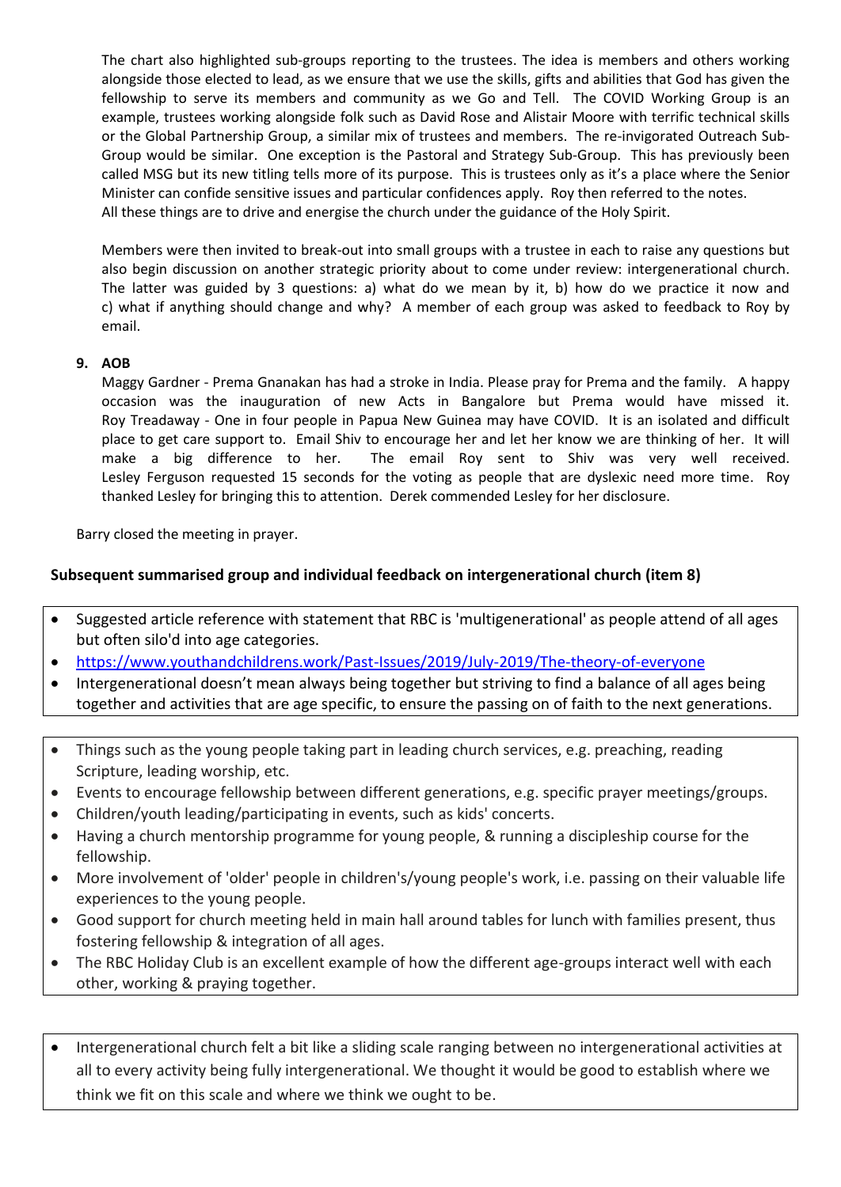The chart also highlighted sub-groups reporting to the trustees. The idea is members and others working alongside those elected to lead, as we ensure that we use the skills, gifts and abilities that God has given the fellowship to serve its members and community as we Go and Tell. The COVID Working Group is an example, trustees working alongside folk such as David Rose and Alistair Moore with terrific technical skills or the Global Partnership Group, a similar mix of trustees and members. The re-invigorated Outreach Sub-Group would be similar. One exception is the Pastoral and Strategy Sub-Group. This has previously been called MSG but its new titling tells more of its purpose. This is trustees only as it's a place where the Senior Minister can confide sensitive issues and particular confidences apply. Roy then referred to the notes. All these things are to drive and energise the church under the guidance of the Holy Spirit.

Members were then invited to break-out into small groups with a trustee in each to raise any questions but also begin discussion on another strategic priority about to come under review: intergenerational church. The latter was guided by 3 questions: a) what do we mean by it, b) how do we practice it now and c) what if anything should change and why? A member of each group was asked to feedback to Roy by email.

**9. AOB**

Maggy Gardner - Prema Gnanakan has had a stroke in India. Please pray for Prema and the family. A happy occasion was the inauguration of new Acts in Bangalore but Prema would have missed it. Roy Treadaway - One in four people in Papua New Guinea may have COVID. It is an isolated and difficult place to get care support to. Email Shiv to encourage her and let her know we are thinking of her. It will make a big difference to her. The email Roy sent to Shiv was very well received. Lesley Ferguson requested 15 seconds for the voting as people that are dyslexic need more time. Roy thanked Lesley for bringing this to attention. Derek commended Lesley for her disclosure.

Barry closed the meeting in prayer.

**Subsequent summarised group and individual feedback on intergenerational church (item 8)**

- Suggested article reference with statement that RBC is 'multigenerational' as people attend of all ages but often silo'd into age categories.
- https://www.youthandchildrens.work/Past-Issues/2019/July-2019/The-theory-of-everyone
- Intergenerational doesn't mean always being together but striving to find a balance of all ages being together and activities that are age specific, to ensure the passing on of faith to the next generations.

---

- Things such as the young people taking part in leading church services, e.g. preaching, reading Scripture, leading worship, etc.
- Events to encourage fellowship between different generations, e.g. specific prayer meetings/groups.
- Children/youth leading/participating in events, such as kids' concerts.
- Having a church mentorship programme for young people, & running a discipleship course for the fellowship.
- More involvement of 'older' people in children's/young people's work, i.e. passing on their valuable life experiences to the young people.
- Good support for church meeting held in main hall around tables for lunch with families present, thus fostering fellowship & integration of all ages.
- The RBC Holiday Club is an excellent example of how the different age-groups interact well with each other, working & praying together.

---

- Intergenerational church felt a bit like a sliding scale ranging between no intergenerational activities at all to every activity being fully intergenerational. We thought it would be good to establish where we think we fit on this scale and where we think we ought to be.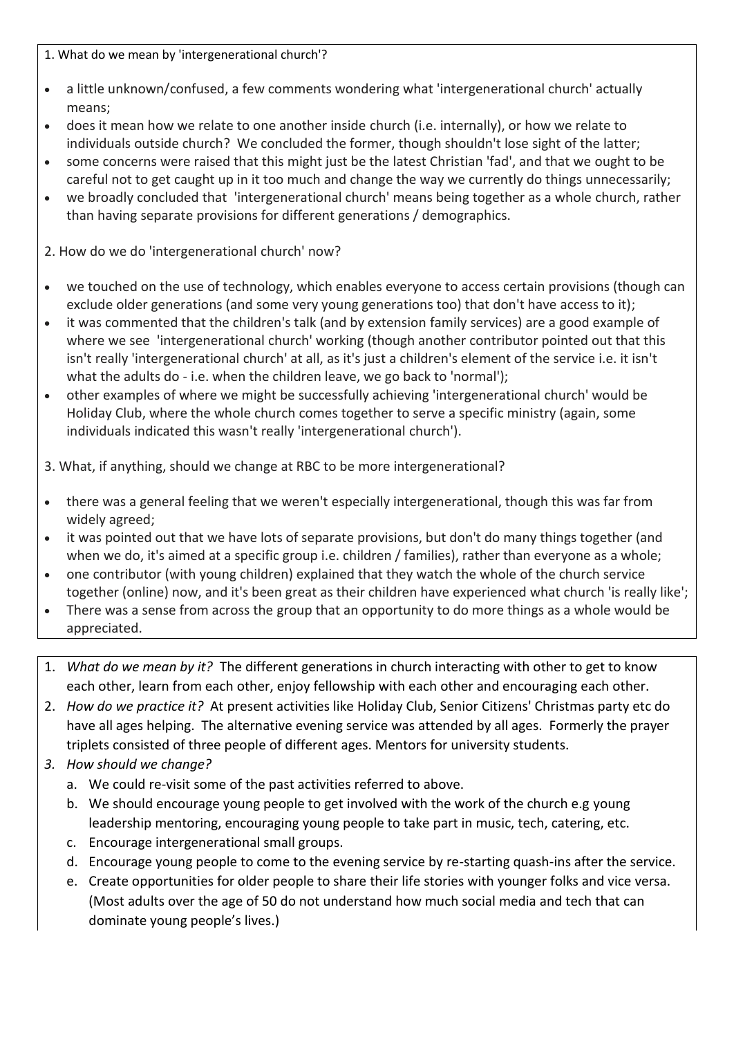1. What do we mean by 'intergenerational church'?

- a little unknown/confused, a few comments wondering what 'intergenerational church' actually means;
- does it mean how we relate to one another inside church (i.e. internally), or how we relate to individuals outside church? We concluded the former, though shouldn't lose sight of the latter;
- some concerns were raised that this might just be the latest Christian 'fad', and that we ought to be careful not to get caught up in it too much and change the way we currently do things unnecessarily;
- we broadly concluded that 'intergenerational church' means being together as a whole church, rather than having separate provisions for different generations / demographics.

2. How do we do 'intergenerational church' now?

- we touched on the use of technology, which enables everyone to access certain provisions (though can exclude older generations (and some very young generations too) that don't have access to it);
- it was commented that the children's talk (and by extension family services) are a good example of where we see 'intergenerational church' working (though another contributor pointed out that this isn't really 'intergenerational church' at all, as it's just a children's element of the service i.e. it isn't what the adults do - i.e. when the children leave, we go back to 'normal');
- other examples of where we might be successfully achieving 'intergenerational church' would be Holiday Club, where the whole church comes together to serve a specific ministry (again, some individuals indicated this wasn't really 'intergenerational church').

3. What, if anything, should we change at RBC to be more intergenerational?

- there was a general feeling that we weren't especially intergenerational, though this was far from widely agreed;
- it was pointed out that we have lots of separate provisions, but don't do many things together (and when we do, it's aimed at a specific group i.e. children / families), rather than everyone as a whole;
- one contributor (with young children) explained that they watch the whole of the church service together (online) now, and it's been great as their children have experienced what church 'is really like';
- There was a sense from across the group that an opportunity to do more things as a whole would be appreciated.

---

1. *What do we mean by it?* The different generations in church interacting with other to get to know each other, learn from each other, enjoy fellowship with each other and encouraging each other.
2. *How do we practice it?* At present activities like Holiday Club, Senior Citizens' Christmas party etc do have all ages helping. The alternative evening service was attended by all ages. Formerly the prayer triplets consisted of three people of different ages. Mentors for university students.
3. *How should we change?*
   a. We could re-visit some of the past activities referred to above.
   b. We should encourage young people to get involved with the work of the church e.g young leadership mentoring, encouraging young people to take part in music, tech, catering, etc.
   c. Encourage intergenerational small groups.
   d. Encourage young people to come to the evening service by re-starting quash-ins after the service.
   e. Create opportunities for older people to share their life stories with younger folks and vice versa. (Most adults over the age of 50 do not understand how much social media and tech that can dominate young people's lives.)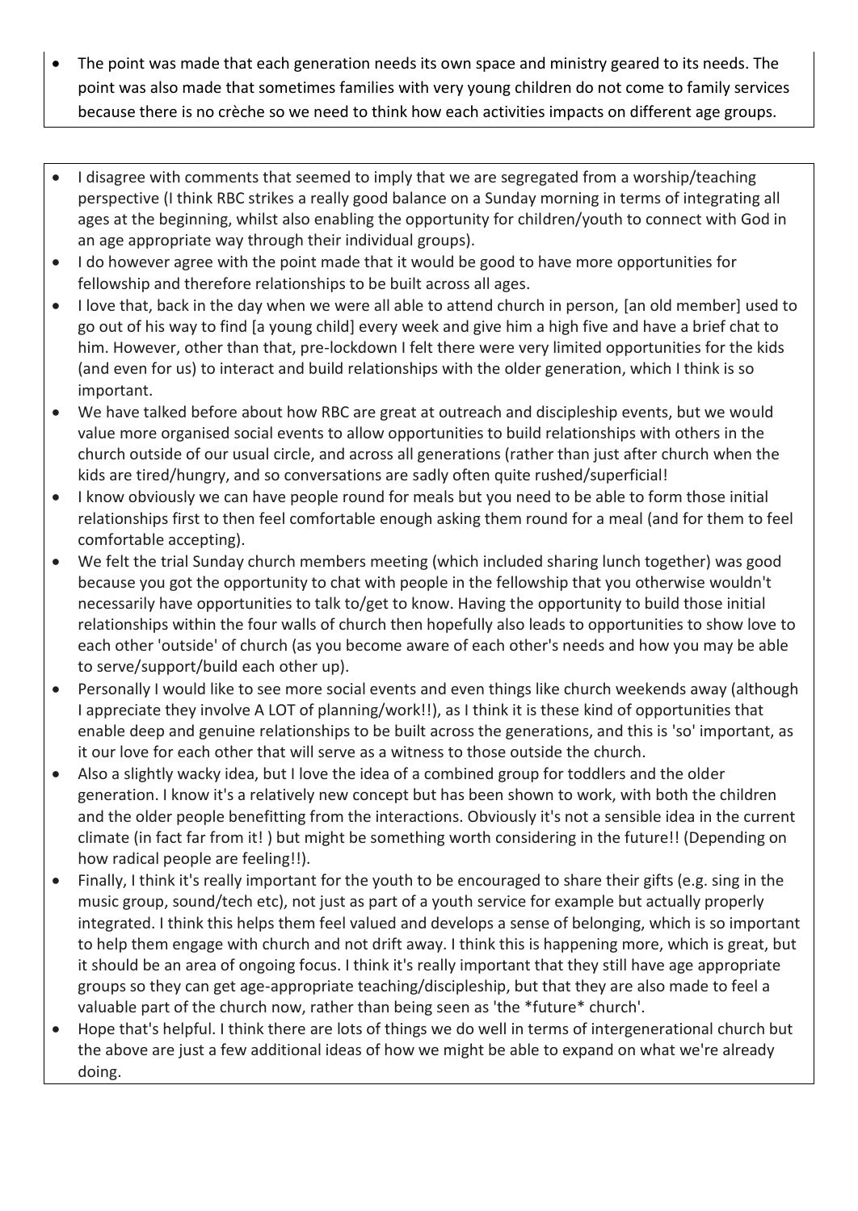- The point was made that each generation needs its own space and ministry geared to its needs. The point was also made that sometimes families with very young children do not come to family services because there is no crèche so we need to think how each activities impacts on different age groups.

---

- I disagree with comments that seemed to imply that we are segregated from a worship/teaching perspective (I think RBC strikes a really good balance on a Sunday morning in terms of integrating all ages at the beginning, whilst also enabling the opportunity for children/youth to connect with God in an age appropriate way through their individual groups).
- I do however agree with the point made that it would be good to have more opportunities for fellowship and therefore relationships to be built across all ages.
- I love that, back in the day when we were all able to attend church in person, [an old member] used to go out of his way to find [a young child] every week and give him a high five and have a brief chat to him. However, other than that, pre-lockdown I felt there were very limited opportunities for the kids (and even for us) to interact and build relationships with the older generation, which I think is so important.
- We have talked before about how RBC are great at outreach and discipleship events, but we would value more organised social events to allow opportunities to build relationships with others in the church outside of our usual circle, and across all generations (rather than just after church when the kids are tired/hungry, and so conversations are sadly often quite rushed/superficial!
- I know obviously we can have people round for meals but you need to be able to form those initial relationships first to then feel comfortable enough asking them round for a meal (and for them to feel comfortable accepting).
- We felt the trial Sunday church members meeting (which included sharing lunch together) was good because you got the opportunity to chat with people in the fellowship that you otherwise wouldn't necessarily have opportunities to talk to/get to know. Having the opportunity to build those initial relationships within the four walls of church then hopefully also leads to opportunities to show love to each other 'outside' of church (as you become aware of each other's needs and how you may be able to serve/support/build each other up).
- Personally I would like to see more social events and even things like church weekends away (although I appreciate they involve A LOT of planning/work!!), as I think it is these kind of opportunities that enable deep and genuine relationships to be built across the generations, and this is 'so' important, as it our love for each other that will serve as a witness to those outside the church.
- Also a slightly wacky idea, but I love the idea of a combined group for toddlers and the older generation. I know it's a relatively new concept but has been shown to work, with both the children and the older people benefitting from the interactions. Obviously it's not a sensible idea in the current climate (in fact far from it! ) but might be something worth considering in the future!! (Depending on how radical people are feeling!!).
- Finally, I think it's really important for the youth to be encouraged to share their gifts (e.g. sing in the music group, sound/tech etc), not just as part of a youth service for example but actually properly integrated. I think this helps them feel valued and develops a sense of belonging, which is so important to help them engage with church and not drift away. I think this is happening more, which is great, but it should be an area of ongoing focus. I think it's really important that they still have age appropriate groups so they can get age-appropriate teaching/discipleship, but that they are also made to feel a valuable part of the church now, rather than being seen as 'the *future* church'.
- Hope that's helpful. I think there are lots of things we do well in terms of intergenerational church but the above are just a few additional ideas of how we might be able to expand on what we're already doing.